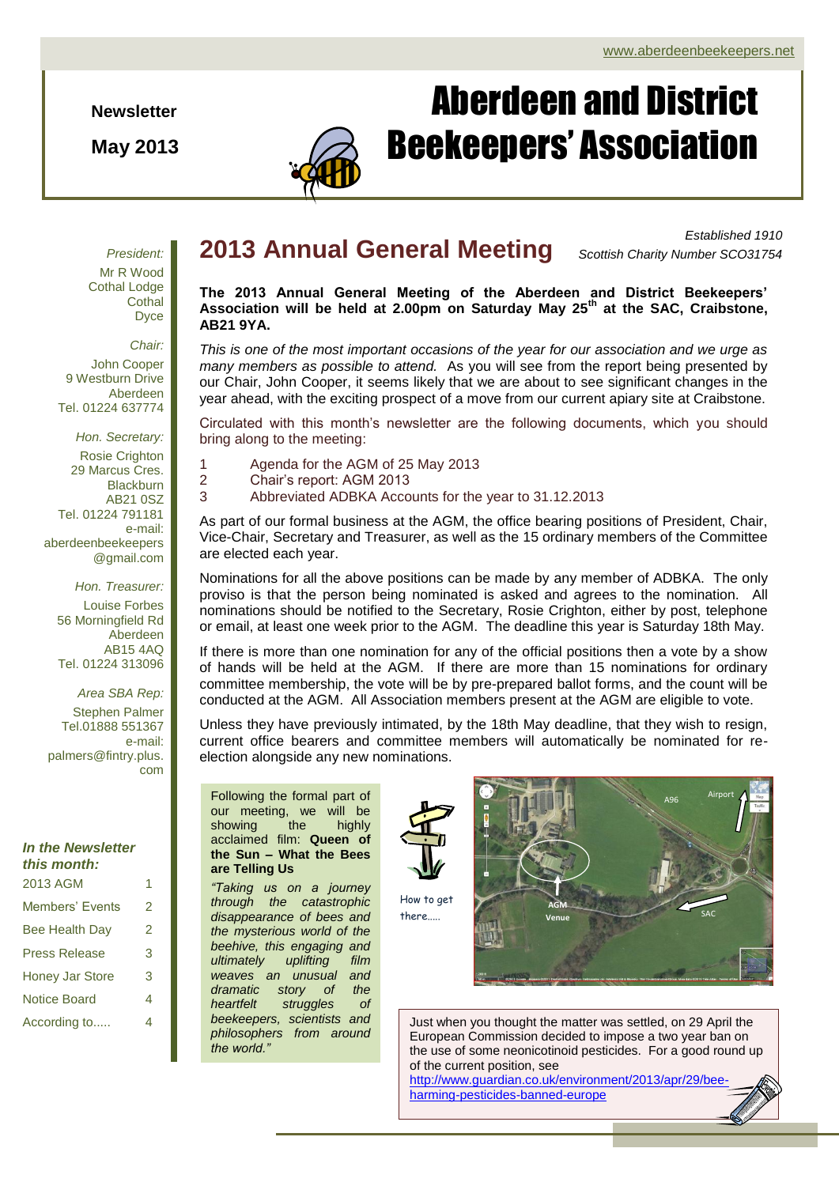www.aberdeenbeekeepers.net

**Newsletter**

**May 2013**

# Aberdeen and District Beekeepers' Association

*President:*
Mr R Wood
Cothal Lodge
Cothal
Dyce

*Chair:*
John Cooper
9 Westburn Drive
Aberdeen
Tel. 01224 637774

*Hon. Secretary:*
Rosie Crighton
29 Marcus Cres.
Blackburn
AB21 0SZ
Tel. 01224 791181
e-mail:
aberdeenbeekeepers@gmail.com

*Hon. Treasurer:*
Louise Forbes
56 Morningfield Rd
Aberdeen
AB15 4AQ
Tel. 01224 313096

*Area SBA Rep:*
Stephen Palmer
Tel.01888 551367
e-mail:
palmers@fintry.plus.com

***In the Newsletter this month:***

| | |
|---|---|
| 2013 AGM | 1 |
| Members' Events | 2 |
| Bee Health Day | 2 |
| Press Release | 3 |
| Honey Jar Store | 3 |
| Notice Board | 4 |
| According to..... | 4 |

*Established 1910*
*Scottish Charity Number SCO31754*

## 2013 Annual General Meeting

**The 2013 Annual General Meeting of the Aberdeen and District Beekeepers' Association will be held at 2.00pm on Saturday May 25th at the SAC, Craibstone, AB21 9YA.**

*This is one of the most important occasions of the year for our association and we urge as many members as possible to attend.* As you will see from the report being presented by our Chair, John Cooper, it seems likely that we are about to see significant changes in the year ahead, with the exciting prospect of a move from our current apiary site at Craibstone.

Circulated with this month's newsletter are the following documents, which you should bring along to the meeting:

1. Agenda for the AGM of 25 May 2013
2. Chair's report: AGM 2013
3. Abbreviated ADBKA Accounts for the year to 31.12.2013

As part of our formal business at the AGM, the office bearing positions of President, Chair, Vice-Chair, Secretary and Treasurer, as well as the 15 ordinary members of the Committee are elected each year.

Nominations for all the above positions can be made by any member of ADBKA. The only proviso is that the person being nominated is asked and agrees to the nomination. All nominations should be notified to the Secretary, Rosie Crighton, either by post, telephone or email, at least one week prior to the AGM. The deadline this year is Saturday 18th May.

If there is more than one nomination for any of the official positions then a vote by a show of hands will be held at the AGM. If there are more than 15 nominations for ordinary committee membership, the vote will be by pre-prepared ballot forms, and the count will be conducted at the AGM. All Association members present at the AGM are eligible to vote.

Unless they have previously intimated, by the 18th May deadline, that they wish to resign, current office bearers and committee members will automatically be nominated for re-election alongside any new nominations.

Following the formal part of our meeting, we will be showing the highly acclaimed film: **Queen of the Sun – What the Bees are Telling Us**

*"Taking us on a journey through the catastrophic disappearance of bees and the mysterious world of the beehive, this engaging and ultimately uplifting film weaves an unusual and dramatic story of the heartfelt struggles of beekeepers, scientists and philosophers from around the world."*

How to get there.....

Just when you thought the matter was settled, on 29 April the European Commission decided to impose a two year ban on the use of some neonicotinoid pesticides. For a good round up of the current position, see
http://www.guardian.co.uk/environment/2013/apr/29/bee-harming-pesticides-banned-europe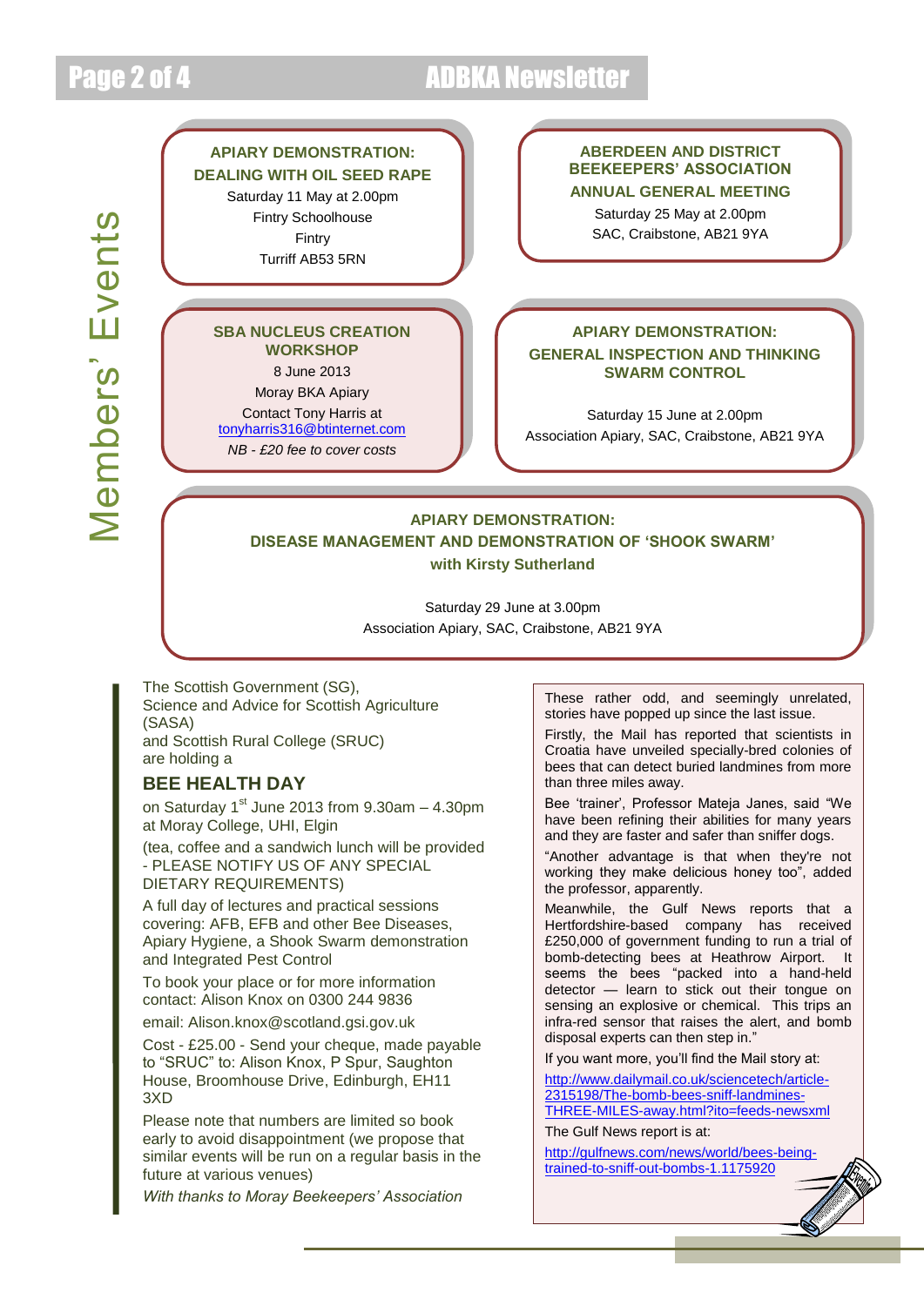# Members' Events

**APIARY DEMONSTRATION: DEALING WITH OIL SEED RAPE**

Saturday 11 May at 2.00pm
Fintry Schoolhouse
Fintry
Turriff AB53 5RN

**ABERDEEN AND DISTRICT BEEKEEPERS' ASSOCIATION ANNUAL GENERAL MEETING**

Saturday 25 May at 2.00pm
SAC, Craibstone, AB21 9YA

**SBA NUCLEUS CREATION WORKSHOP**

8 June 2013
Moray BKA Apiary
Contact Tony Harris at
tonyharris316@btinternet.com
*NB - £20 fee to cover costs*

**APIARY DEMONSTRATION: GENERAL INSPECTION AND THINKING SWARM CONTROL**

Saturday 15 June at 2.00pm
Association Apiary, SAC, Craibstone, AB21 9YA

**APIARY DEMONSTRATION: DISEASE MANAGEMENT AND DEMONSTRATION OF 'SHOOK SWARM' with Kirsty Sutherland**

Saturday 29 June at 3.00pm
Association Apiary, SAC, Craibstone, AB21 9YA

The Scottish Government (SG),
Science and Advice for Scottish Agriculture (SASA)
and Scottish Rural College (SRUC)
are holding a

## BEE HEALTH DAY

on Saturday 1st June 2013 from 9.30am – 4.30pm at Moray College, UHI, Elgin

(tea, coffee and a sandwich lunch will be provided - PLEASE NOTIFY US OF ANY SPECIAL DIETARY REQUIREMENTS)

A full day of lectures and practical sessions covering: AFB, EFB and other Bee Diseases, Apiary Hygiene, a Shook Swarm demonstration and Integrated Pest Control

To book your place or for more information contact: Alison Knox on 0300 244 9836

email: Alison.knox@scotland.gsi.gov.uk

Cost - £25.00 - Send your cheque, made payable to "SRUC" to: Alison Knox, P Spur, Saughton House, Broomhouse Drive, Edinburgh, EH11 3XD

Please note that numbers are limited so book early to avoid disappointment (we propose that similar events will be run on a regular basis in the future at various venues)

*With thanks to Moray Beekeepers' Association*

These rather odd, and seemingly unrelated, stories have popped up since the last issue.

Firstly, the Mail has reported that scientists in Croatia have unveiled specially-bred colonies of bees that can detect buried landmines from more than three miles away.

Bee 'trainer', Professor Mateja Janes, said "We have been refining their abilities for many years and they are faster and safer than sniffer dogs.

"Another advantage is that when they're not working they make delicious honey too", added the professor, apparently.

Meanwhile, the Gulf News reports that a Hertfordshire-based company has received £250,000 of government funding to run a trial of bomb-detecting bees at Heathrow Airport. It seems the bees "packed into a hand-held detector — learn to stick out their tongue on sensing an explosive or chemical. This trips an infra-red sensor that raises the alert, and bomb disposal experts can then step in."

If you want more, you'll find the Mail story at:

http://www.dailymail.co.uk/sciencetech/article-2315198/The-bomb-bees-sniff-landmines-THREE-MILES-away.html?ito=feeds-newsxml

The Gulf News report is at:

http://gulfnews.com/news/world/bees-being-trained-to-sniff-out-bombs-1.1175920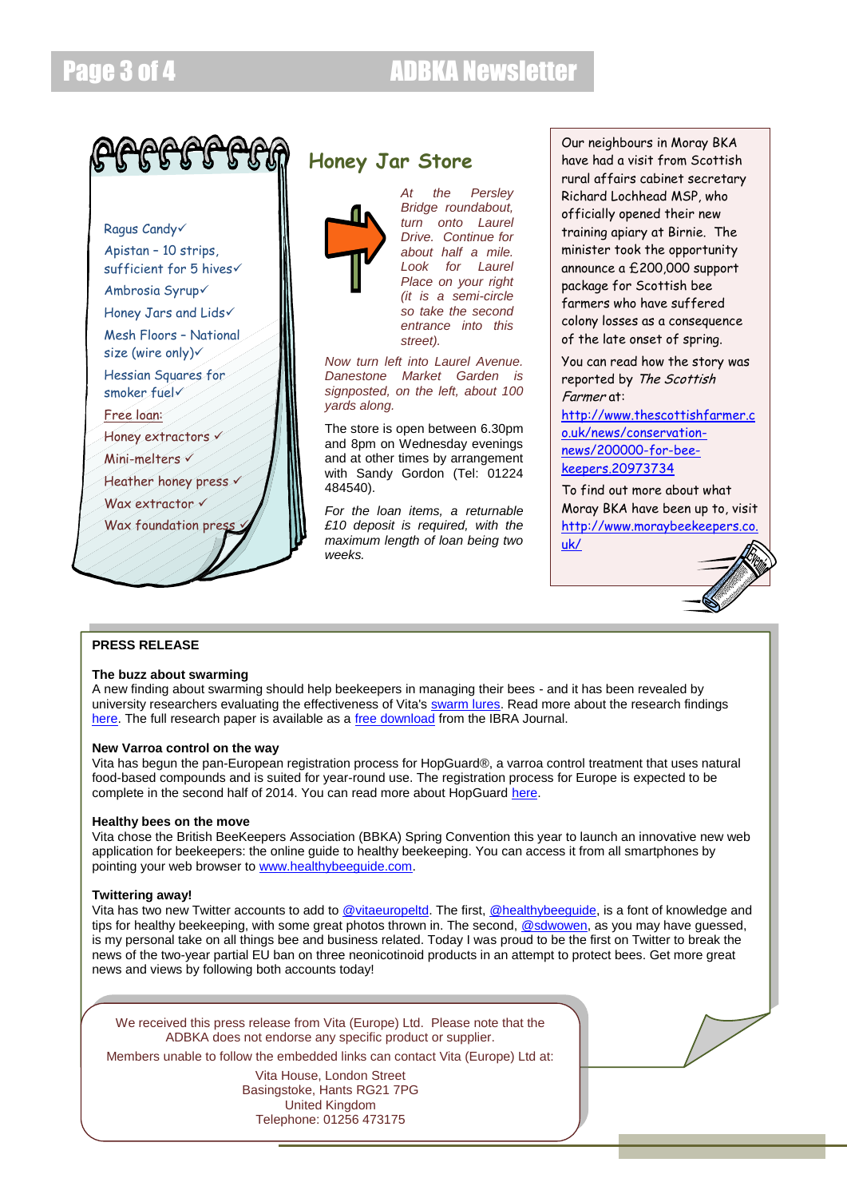- Ragus Candy✓
- Apistan - 10 strips, sufficient for 5 hives✓
- Ambrosia Syrup✓
- Honey Jars and Lids✓
- Mesh Floors - National size (wire only)✓
- Hessian Squares for smoker fuel✓

Free loan:

- Honey extractors ✓
- Mini-melters ✓
- Heather honey press ✓
- Wax extractor ✓
- Wax foundation press ✓

## Honey Jar Store

*At the Persley Bridge roundabout, turn onto Laurel Drive. Continue for about half a mile. Look for Laurel Place on your right (it is a semi-circle so take the second entrance into this street).*

*Now turn left into Laurel Avenue. Danestone Market Garden is signposted, on the left, about 100 yards along.*

The store is open between 6.30pm and 8pm on Wednesday evenings and at other times by arrangement with Sandy Gordon (Tel: 01224 484540).

*For the loan items, a returnable £10 deposit is required, with the maximum length of loan being two weeks.*

Our neighbours in Moray BKA have had a visit from Scottish rural affairs cabinet secretary Richard Lochhead MSP, who officially opened their new training apiary at Birnie. The minister took the opportunity announce a £200,000 support package for Scottish bee farmers who have suffered colony losses as a consequence of the late onset of spring.

You can read how the story was reported by *The Scottish Farmer* at: http://www.thescottishfarmer.co.uk/news/conservation-news/200000-for-bee-keepers.20973734

To find out more about what Moray BKA have been up to, visit http://www.moraybeekeepers.co.uk/

## PRESS RELEASE

### The buzz about swarming

A new finding about swarming should help beekeepers in managing their bees - and it has been revealed by university researchers evaluating the effectiveness of Vita's swarm lures. Read more about the research findings here. The full research paper is available as a free download from the IBRA Journal.

### New Varroa control on the way

Vita has begun the pan-European registration process for HopGuard®, a varroa control treatment that uses natural food-based compounds and is suited for year-round use. The registration process for Europe is expected to be complete in the second half of 2014. You can read more about HopGuard here.

### Healthy bees on the move

Vita chose the British BeeKeepers Association (BBKA) Spring Convention this year to launch an innovative new web application for beekeepers: the online guide to healthy beekeeping. You can access it from all smartphones by pointing your web browser to www.healthybeeguide.com.

### Twittering away!

Vita has two new Twitter accounts to add to @vitaeuropeltd. The first, @healthybeeguide, is a font of knowledge and tips for healthy beekeeping, with some great photos thrown in. The second, @sdwowen, as you may have guessed, is my personal take on all things bee and business related. Today I was proud to be the first on Twitter to break the news of the two-year partial EU ban on three neonicotinoid products in an attempt to protect bees. Get more great news and views by following both accounts today!

We received this press release from Vita (Europe) Ltd. Please note that the ADBKA does not endorse any specific product or supplier.

Members unable to follow the embedded links can contact Vita (Europe) Ltd at:

Vita House, London Street
Basingstoke, Hants RG21 7PG
United Kingdom
Telephone: 01256 473175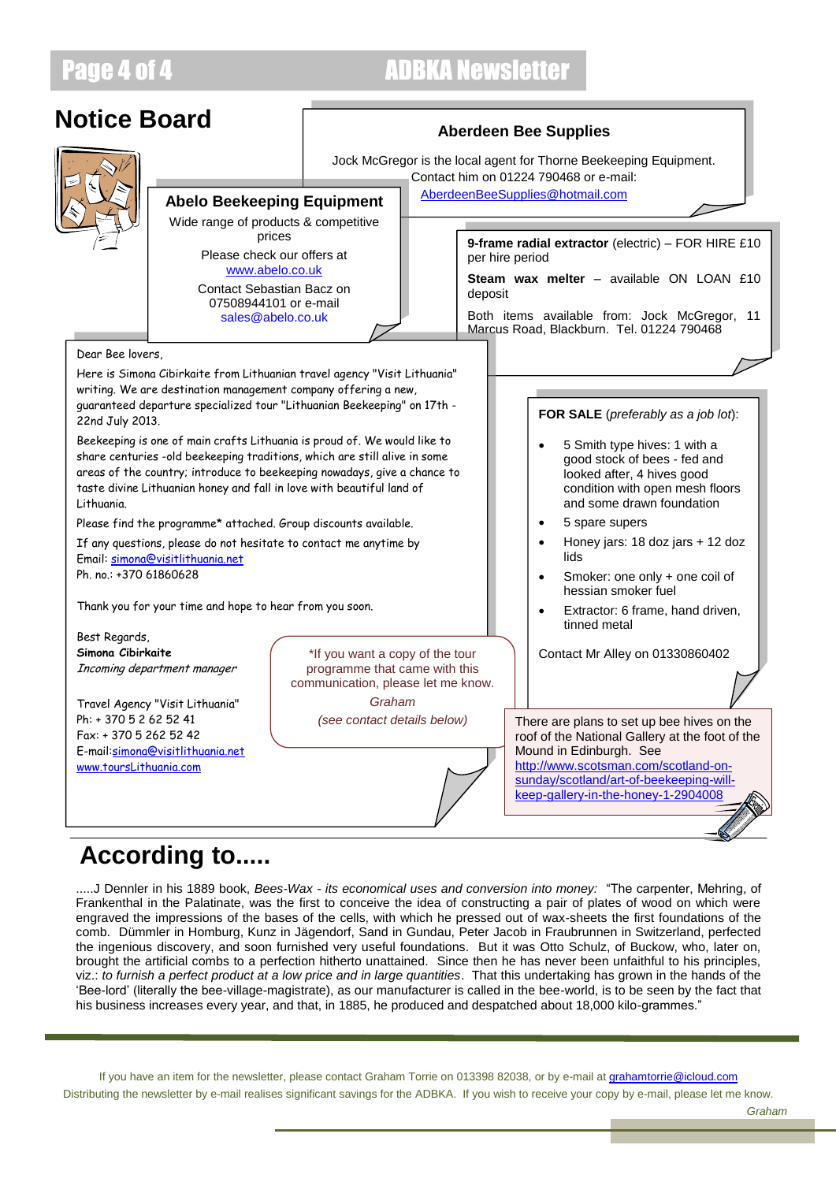# Notice Board

### Aberdeen Bee Supplies

Jock McGregor is the local agent for Thorne Beekeeping Equipment. Contact him on 01224 790468 or e-mail: AberdeenBeeSupplies@hotmail.com

### Abelo Beekeeping Equipment

Wide range of products & competitive prices

Please check our offers at www.abelo.co.uk

Contact Sebastian Bacz on 07508944101 or e-mail sales@abelo.co.uk

**9-frame radial extractor** (electric) – FOR HIRE £10 per hire period

**Steam wax melter** – available ON LOAN £10 deposit

Both items available from: Jock McGregor, 11 Marcus Road, Blackburn. Tel. 01224 790468

Dear Bee lovers,

Here is Simona Cibirkaite from Lithuanian travel agency "Visit Lithuania" writing. We are destination management company offering a new, guaranteed departure specialized tour "Lithuanian Beekeeping" on 17th - 22nd July 2013.

Beekeeping is one of main crafts Lithuania is proud of. We would like to share centuries -old beekeeping traditions, which are still alive in some areas of the country; introduce to beekeeping nowadays, give a chance to taste divine Lithuanian honey and fall in love with beautiful land of Lithuania.

Please find the programme* attached. Group discounts available.

If any questions, please do not hesitate to contact me anytime by Email: simona@visitlithuania.net
Ph. no.: +370 61860628

Thank you for your time and hope to hear from you soon.

Best Regards,
**Simona Cibirkaite**
*Incoming department manager*

Travel Agency "Visit Lithuania"
Ph: + 370 5 2 62 52 41
Fax: + 370 5 262 52 42
E-mail:simona@visitlithuania.net
www.toursLithuania.com

*If you want a copy of the tour programme that came with this communication, please let me know.
*Graham*
*(see contact details below)*

**FOR SALE** (*preferably as a job lot*):

- 5 Smith type hives: 1 with a good stock of bees - fed and looked after, 4 hives good condition with open mesh floors and some drawn foundation
- 5 spare supers
- Honey jars: 18 doz jars + 12 doz lids
- Smoker: one only + one coil of hessian smoker fuel
- Extractor: 6 frame, hand driven, tinned metal

Contact Mr Alley on 01330860402

There are plans to set up bee hives on the roof of the National Gallery at the foot of the Mound in Edinburgh. See http://www.scotsman.com/scotland-on-sunday/scotland/art-of-beekeeping-will-keep-gallery-in-the-honey-1-2904008

# According to.....

.....J Dennler in his 1889 book, *Bees-Wax - its economical uses and conversion into money:* "The carpenter, Mehring, of Frankenthal in the Palatinate, was the first to conceive the idea of constructing a pair of plates of wood on which were engraved the impressions of the bases of the cells, with which he pressed out of wax-sheets the first foundations of the comb. Dümmler in Homburg, Kunz in Jägendorf, Sand in Gundau, Peter Jacob in Fraubrunnen in Switzerland, perfected the ingenious discovery, and soon furnished very useful foundations. But it was Otto Schulz, of Buckow, who, later on, brought the artificial combs to a perfection hitherto unattained. Since then he has never been unfaithful to his principles, viz.: *to furnish a perfect product at a low price and in large quantities*. That this undertaking has grown in the hands of the 'Bee-lord' (literally the bee-village-magistrate), as our manufacturer is called in the bee-world, is to be seen by the fact that his business increases every year, and that, in 1885, he produced and despatched about 18,000 kilo-grammes."

If you have an item for the newsletter, please contact Graham Torrie on 013398 82038, or by e-mail at grahamtorrie@icloud.com
Distributing the newsletter by e-mail realises significant savings for the ADBKA. If you wish to receive your copy by e-mail, please let me know.

*Graham*